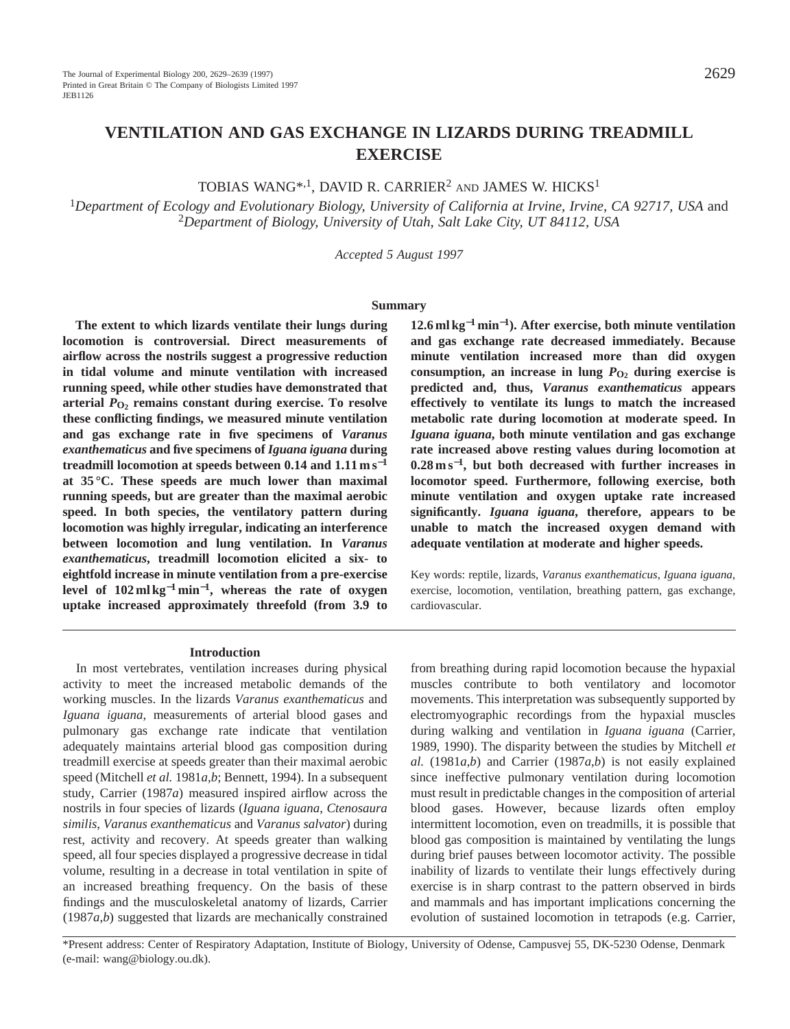# VENTILATION AND GAS EXCHANGE IN LIZARDS DURING TREADMILL EXERCISE

TOBIAS WANG*[,1], DAVID R. CARRIER[2] AND JAMES W. HICKS[1]

[1]*Department of Ecology and Evolutionary Biology, University of California at Irvine, Irvine, CA 92717, USA* and [2]*Department of Biology, University of Utah, Salt Lake City, UT 84112, USA*

*Accepted 5 August 1997*

## Summary

**The extent to which lizards ventilate their lungs during locomotion is controversial. Direct measurements of airflow across the nostrils suggest a progressive reduction in tidal volume and minute ventilation with increased running speed, while other studies have demonstrated that arterial $P_{O_2}$ remains constant during exercise. To resolve these conflicting findings, we measured minute ventilation and gas exchange rate in five specimens of *Varanus exanthematicus* and five specimens of *Iguana iguana* during treadmill locomotion at speeds between 0.14 and 1.11 m s$^{-1}$ at 35 °C. These speeds are much lower than maximal running speeds, but are greater than the maximal aerobic speed. In both species, the ventilatory pattern during locomotion was highly irregular, indicating an interference between locomotion and lung ventilation. In *Varanus exanthematicus*, treadmill locomotion elicited a six- to eightfold increase in minute ventilation from a pre-exercise level of 102 ml kg$^{-1}$ min$^{-1}$, whereas the rate of oxygen uptake increased approximately threefold (from 3.9 to 12.6 ml kg$^{-1}$ min$^{-1}$). After exercise, both minute ventilation and gas exchange rate decreased immediately. Because minute ventilation increased more than did oxygen consumption, an increase in lung $P_{O_2}$ during exercise is predicted and, thus, *Varanus exanthematicus* appears effectively to ventilate its lungs to match the increased metabolic rate during locomotion at moderate speed. In *Iguana iguana*, both minute ventilation and gas exchange rate increased above resting values during locomotion at 0.28 m s$^{-1}$, but both decreased with further increases in locomotor speed. Furthermore, following exercise, both minute ventilation and oxygen uptake rate increased significantly. *Iguana iguana*, therefore, appears to be unable to match the increased oxygen demand with adequate ventilation at moderate and higher speeds.**

Key words: reptile, lizards, *Varanus exanthematicus*, *Iguana iguana*, exercise, locomotion, ventilation, breathing pattern, gas exchange, cardiovascular.

## Introduction

In most vertebrates, ventilation increases during physical activity to meet the increased metabolic demands of the working muscles. In the lizards *Varanus exanthematicus* and *Iguana iguana*, measurements of arterial blood gases and pulmonary gas exchange rate indicate that ventilation adequately maintains arterial blood gas composition during treadmill exercise at speeds greater than their maximal aerobic speed (Mitchell *et al.* 1981*a*,*b*; Bennett, 1994). In a subsequent study, Carrier (1987*a*) measured inspired airflow across the nostrils in four species of lizards (*Iguana iguana*, *Ctenosaura similis*, *Varanus exanthematicus* and *Varanus salvator*) during rest, activity and recovery. At speeds greater than walking speed, all four species displayed a progressive decrease in tidal volume, resulting in a decrease in total ventilation in spite of an increased breathing frequency. On the basis of these findings and the musculoskeletal anatomy of lizards, Carrier (1987*a*,*b*) suggested that lizards are mechanically constrained from breathing during rapid locomotion because the hypaxial muscles contribute to both ventilatory and locomotor movements. This interpretation was subsequently supported by electromyographic recordings from the hypaxial muscles during walking and ventilation in *Iguana iguana* (Carrier, 1989, 1990). The disparity between the studies by Mitchell *et al.* (1981*a*,*b*) and Carrier (1987*a*,*b*) is not easily explained since ineffective pulmonary ventilation during locomotion must result in predictable changes in the composition of arterial blood gases. However, because lizards often employ intermittent locomotion, even on treadmills, it is possible that blood gas composition is maintained by ventilating the lungs during brief pauses between locomotor activity. The possible inability of lizards to ventilate their lungs effectively during exercise is in sharp contrast to the pattern observed in birds and mammals and has important implications concerning the evolution of sustained locomotion in tetrapods (e.g. Carrier,

*Present address: Center of Respiratory Adaptation, Institute of Biology, University of Odense, Campusvej 55, DK-5230 Odense, Denmark (e-mail: wang@biology.ou.dk).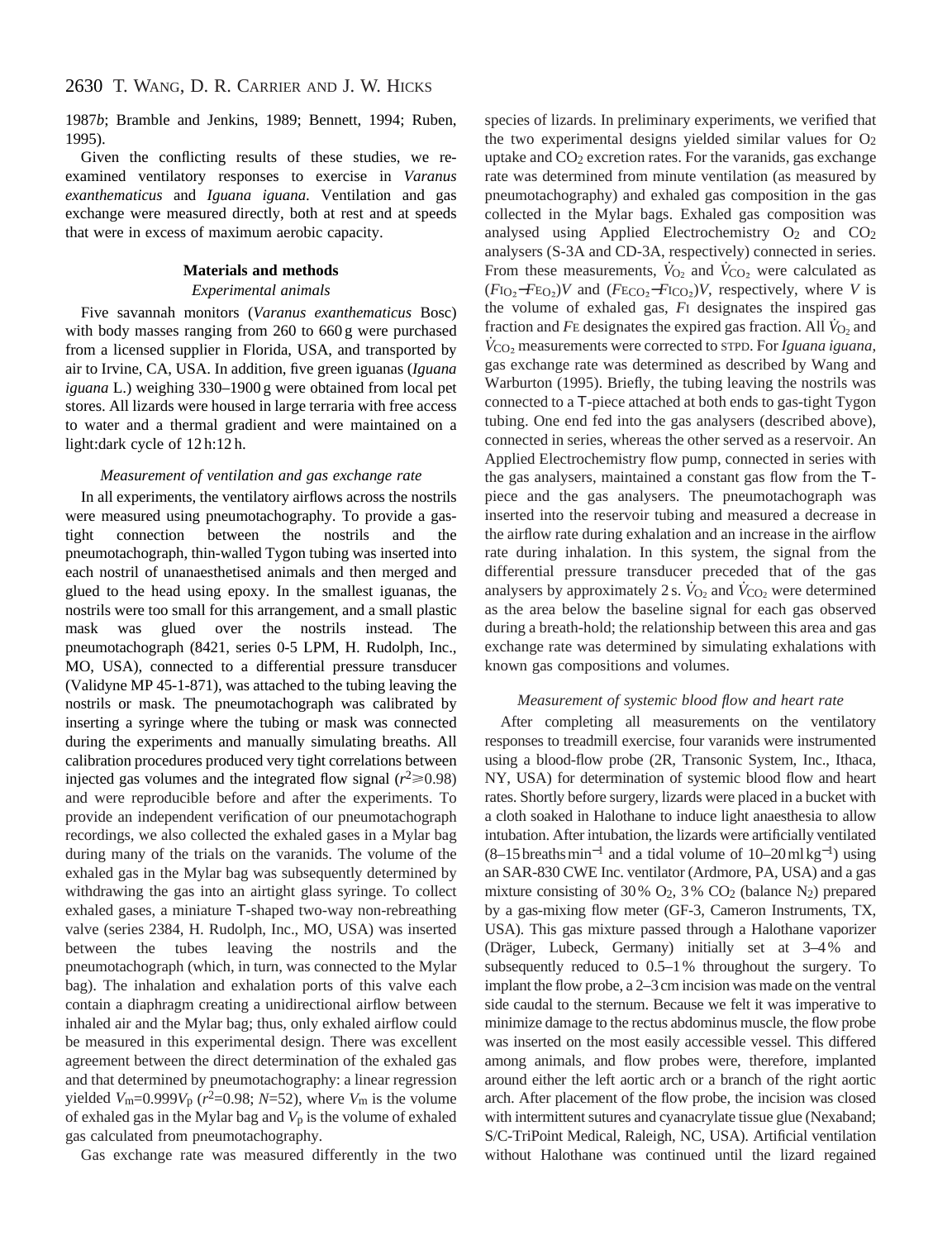1987*b*; Bramble and Jenkins, 1989; Bennett, 1994; Ruben, 1995).

Given the conflicting results of these studies, we re-examined ventilatory responses to exercise in *Varanus exanthematicus* and *Iguana iguana*. Ventilation and gas exchange were measured directly, both at rest and at speeds that were in excess of maximum aerobic capacity.

## Materials and methods

### Experimental animals

Five savannah monitors (*Varanus exanthematicus* Bosc) with body masses ranging from 260 to 660 g were purchased from a licensed supplier in Florida, USA, and transported by air to Irvine, CA, USA. In addition, five green iguanas (*Iguana iguana* L.) weighing 330–1900 g were obtained from local pet stores. All lizards were housed in large terraria with free access to water and a thermal gradient and were maintained on a light:dark cycle of 12 h:12 h.

### Measurement of ventilation and gas exchange rate

In all experiments, the ventilatory airflows across the nostrils were measured using pneumotachography. To provide a gas-tight connection between the nostrils and the pneumotachograph, thin-walled Tygon tubing was inserted into each nostril of unanaesthetised animals and then merged and glued to the head using epoxy. In the smallest iguanas, the nostrils were too small for this arrangement, and a small plastic mask was glued over the nostrils instead. The pneumotachograph (8421, series 0-5 LPM, H. Rudolph, Inc., MO, USA), connected to a differential pressure transducer (Validyne MP 45-1-871), was attached to the tubing leaving the nostrils or mask. The pneumotachograph was calibrated by inserting a syringe where the tubing or mask was connected during the experiments and manually simulating breaths. All calibration procedures produced very tight correlations between injected gas volumes and the integrated flow signal ($r^2 \geqslant 0.98$) and were reproducible before and after the experiments. To provide an independent verification of our pneumotachograph recordings, we also collected the exhaled gases in a Mylar bag during many of the trials on the varanids. The volume of the exhaled gas in the Mylar bag was subsequently determined by withdrawing the gas into an airtight glass syringe. To collect exhaled gases, a miniature T-shaped two-way non-rebreathing valve (series 2384, H. Rudolph, Inc., MO, USA) was inserted between the tubes leaving the nostrils and the pneumotachograph (which, in turn, was connected to the Mylar bag). The inhalation and exhalation ports of this valve each contain a diaphragm creating a unidirectional airflow between inhaled air and the Mylar bag; thus, only exhaled airflow could be measured in this experimental design. There was excellent agreement between the direct determination of the exhaled gas and that determined by pneumotachography: a linear regression yielded $V_m = 0.999V_p$ ($r^2 = 0.98$; $N = 52$), where $V_m$ is the volume of exhaled gas in the Mylar bag and $V_p$ is the volume of exhaled gas calculated from pneumotachography.

Gas exchange rate was measured differently in the two species of lizards. In preliminary experiments, we verified that the two experimental designs yielded similar values for $O_2$ uptake and $CO_2$ excretion rates. For the varanids, gas exchange rate was determined from minute ventilation (as measured by pneumotachography) and exhaled gas composition in the gas collected in the Mylar bags. Exhaled gas composition was analysed using Applied Electrochemistry $O_2$ and $CO_2$ analysers (S-3A and CD-3A, respectively) connected in series. From these measurements, $\dot{V}_{O_2}$ and $\dot{V}_{CO_2}$ were calculated as $(F_{I_{O_2}} - F_{E_{O_2}})V$ and $(F_{E_{CO_2}} - F_{I_{CO_2}})V$, respectively, where $V$ is the volume of exhaled gas, $F_I$ designates the inspired gas fraction and $F_E$ designates the expired gas fraction. All $\dot{V}_{O_2}$ and $\dot{V}_{CO_2}$ measurements were corrected to STPD. For *Iguana iguana*, gas exchange rate was determined as described by Wang and Warburton (1995). Briefly, the tubing leaving the nostrils was connected to a T-piece attached at both ends to gas-tight Tygon tubing. One end fed into the gas analysers (described above), connected in series, whereas the other served as a reservoir. An Applied Electrochemistry flow pump, connected in series with the gas analysers, maintained a constant gas flow from the T-piece and the gas analysers. The pneumotachograph was inserted into the reservoir tubing and measured a decrease in the airflow rate during exhalation and an increase in the airflow rate during inhalation. In this system, the signal from the differential pressure transducer preceded that of the gas analysers by approximately 2 s. $\dot{V}_{O_2}$ and $\dot{V}_{CO_2}$ were determined as the area below the baseline signal for each gas observed during a breath-hold; the relationship between this area and gas exchange rate was determined by simulating exhalations with known gas compositions and volumes.

### Measurement of systemic blood flow and heart rate

After completing all measurements on the ventilatory responses to treadmill exercise, four varanids were instrumented using a blood-flow probe (2R, Transonic System, Inc., Ithaca, NY, USA) for determination of systemic blood flow and heart rates. Shortly before surgery, lizards were placed in a bucket with a cloth soaked in Halothane to induce light anaesthesia to allow intubation. After intubation, the lizards were artificially ventilated (8–15 breaths min$^{-1}$ and a tidal volume of 10–20 ml kg$^{-1}$) using an SAR-830 CWE Inc. ventilator (Ardmore, PA, USA) and a gas mixture consisting of 30 % $O_2$, 3 % $CO_2$ (balance $N_2$) prepared by a gas-mixing flow meter (GF-3, Cameron Instruments, TX, USA). This gas mixture passed through a Halothane vaporizer (Dräger, Lubeck, Germany) initially set at 3–4 % and subsequently reduced to 0.5–1 % throughout the surgery. To implant the flow probe, a 2–3 cm incision was made on the ventral side caudal to the sternum. Because we felt it was imperative to minimize damage to the rectus abdominus muscle, the flow probe was inserted on the most easily accessible vessel. This differed among animals, and flow probes were, therefore, implanted around either the left aortic arch or a branch of the right aortic arch. After placement of the flow probe, the incision was closed with intermittent sutures and cyanacrylate tissue glue (Nexaband; S/C-TriPoint Medical, Raleigh, NC, USA). Artificial ventilation without Halothane was continued until the lizard regained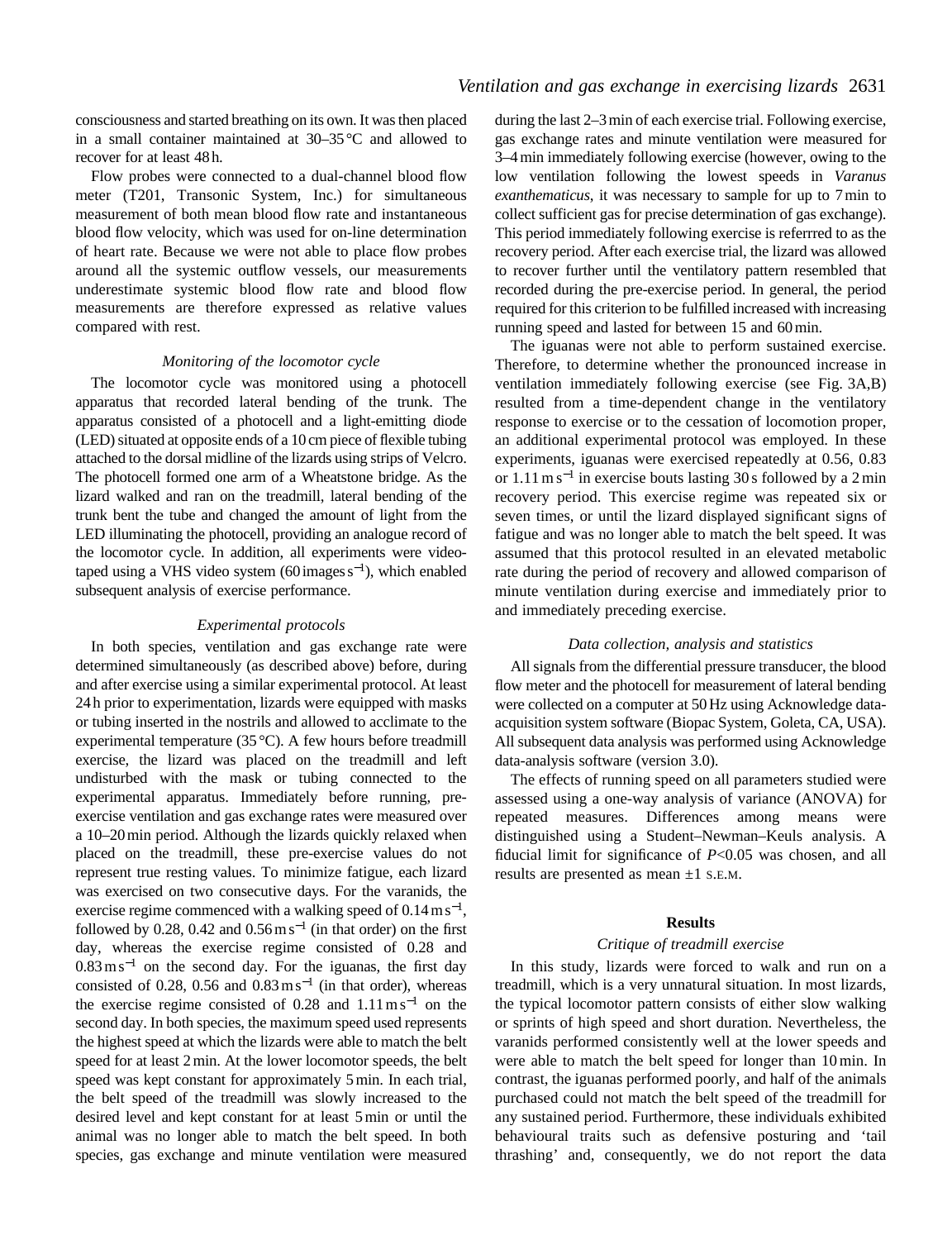consciousness and started breathing on its own. It was then placed in a small container maintained at 30–35 °C and allowed to recover for at least 48 h.

Flow probes were connected to a dual-channel blood flow meter (T201, Transonic System, Inc.) for simultaneous measurement of both mean blood flow rate and instantaneous blood flow velocity, which was used for on-line determination of heart rate. Because we were not able to place flow probes around all the systemic outflow vessels, our measurements underestimate systemic blood flow rate and blood flow measurements are therefore expressed as relative values compared with rest.

### *Monitoring of the locomotor cycle*

The locomotor cycle was monitored using a photocell apparatus that recorded lateral bending of the trunk. The apparatus consisted of a photocell and a light-emitting diode (LED) situated at opposite ends of a 10 cm piece of flexible tubing attached to the dorsal midline of the lizards using strips of Velcro. The photocell formed one arm of a Wheatstone bridge. As the lizard walked and ran on the treadmill, lateral bending of the trunk bent the tube and changed the amount of light from the LED illuminating the photocell, providing an analogue record of the locomotor cycle. In addition, all experiments were video-taped using a VHS video system (60 images $s^{-1}$), which enabled subsequent analysis of exercise performance.

### *Experimental protocols*

In both species, ventilation and gas exchange rate were determined simultaneously (as described above) before, during and after exercise using a similar experimental protocol. At least 24 h prior to experimentation, lizards were equipped with masks or tubing inserted in the nostrils and allowed to acclimate to the experimental temperature (35 °C). A few hours before treadmill exercise, the lizard was placed on the treadmill and left undisturbed with the mask or tubing connected to the experimental apparatus. Immediately before running, pre-exercise ventilation and gas exchange rates were measured over a 10–20 min period. Although the lizards quickly relaxed when placed on the treadmill, these pre-exercise values do not represent true resting values. To minimize fatigue, each lizard was exercised on two consecutive days. For the varanids, the exercise regime commenced with a walking speed of 0.14 m $s^{-1}$, followed by 0.28, 0.42 and 0.56 m $s^{-1}$ (in that order) on the first day, whereas the exercise regime consisted of 0.28 and 0.83 m $s^{-1}$ on the second day. For the iguanas, the first day consisted of 0.28, 0.56 and 0.83 m $s^{-1}$ (in that order), whereas the exercise regime consisted of 0.28 and 1.11 m $s^{-1}$ on the second day. In both species, the maximum speed used represents the highest speed at which the lizards were able to match the belt speed for at least 2 min. At the lower locomotor speeds, the belt speed was kept constant for approximately 5 min. In each trial, the belt speed of the treadmill was slowly increased to the desired level and kept constant for at least 5 min or until the animal was no longer able to match the belt speed. In both species, gas exchange and minute ventilation were measured during the last 2–3 min of each exercise trial. Following exercise, gas exchange rates and minute ventilation were measured for 3–4 min immediately following exercise (however, owing to the low ventilation following the lowest speeds in *Varanus exanthematicus*, it was necessary to sample for up to 7 min to collect sufficient gas for precise determination of gas exchange). This period immediately following exercise is referrred to as the recovery period. After each exercise trial, the lizard was allowed to recover further until the ventilatory pattern resembled that recorded during the pre-exercise period. In general, the period required for this criterion to be fulfilled increased with increasing running speed and lasted for between 15 and 60 min.

The iguanas were not able to perform sustained exercise. Therefore, to determine whether the pronounced increase in ventilation immediately following exercise (see Fig. 3A,B) resulted from a time-dependent change in the ventilatory response to exercise or to the cessation of locomotion proper, an additional experimental protocol was employed. In these experiments, iguanas were exercised repeatedly at 0.56, 0.83 or 1.11 m $s^{-1}$ in exercise bouts lasting 30 s followed by a 2 min recovery period. This exercise regime was repeated six or seven times, or until the lizard displayed significant signs of fatigue and was no longer able to match the belt speed. It was assumed that this protocol resulted in an elevated metabolic rate during the period of recovery and allowed comparison of minute ventilation during exercise and immediately prior to and immediately preceding exercise.

### *Data collection, analysis and statistics*

All signals from the differential pressure transducer, the blood flow meter and the photocell for measurement of lateral bending were collected on a computer at 50 Hz using Acknowledge data-acquisition system software (Biopac System, Goleta, CA, USA). All subsequent data analysis was performed using Acknowledge data-analysis software (version 3.0).

The effects of running speed on all parameters studied were assessed using a one-way analysis of variance (ANOVA) for repeated measures. Differences among means were distinguished using a Student–Newman–Keuls analysis. A fiducial limit for significance of $P<0.05$ was chosen, and all results are presented as mean ±1 S.E.M.

## Results

### *Critique of treadmill exercise*

In this study, lizards were forced to walk and run on a treadmill, which is a very unnatural situation. In most lizards, the typical locomotor pattern consists of either slow walking or sprints of high speed and short duration. Nevertheless, the varanids performed consistently well at the lower speeds and were able to match the belt speed for longer than 10 min. In contrast, the iguanas performed poorly, and half of the animals purchased could not match the belt speed of the treadmill for any sustained period. Furthermore, these individuals exhibited behavioural traits such as defensive posturing and 'tail thrashing' and, consequently, we do not report the data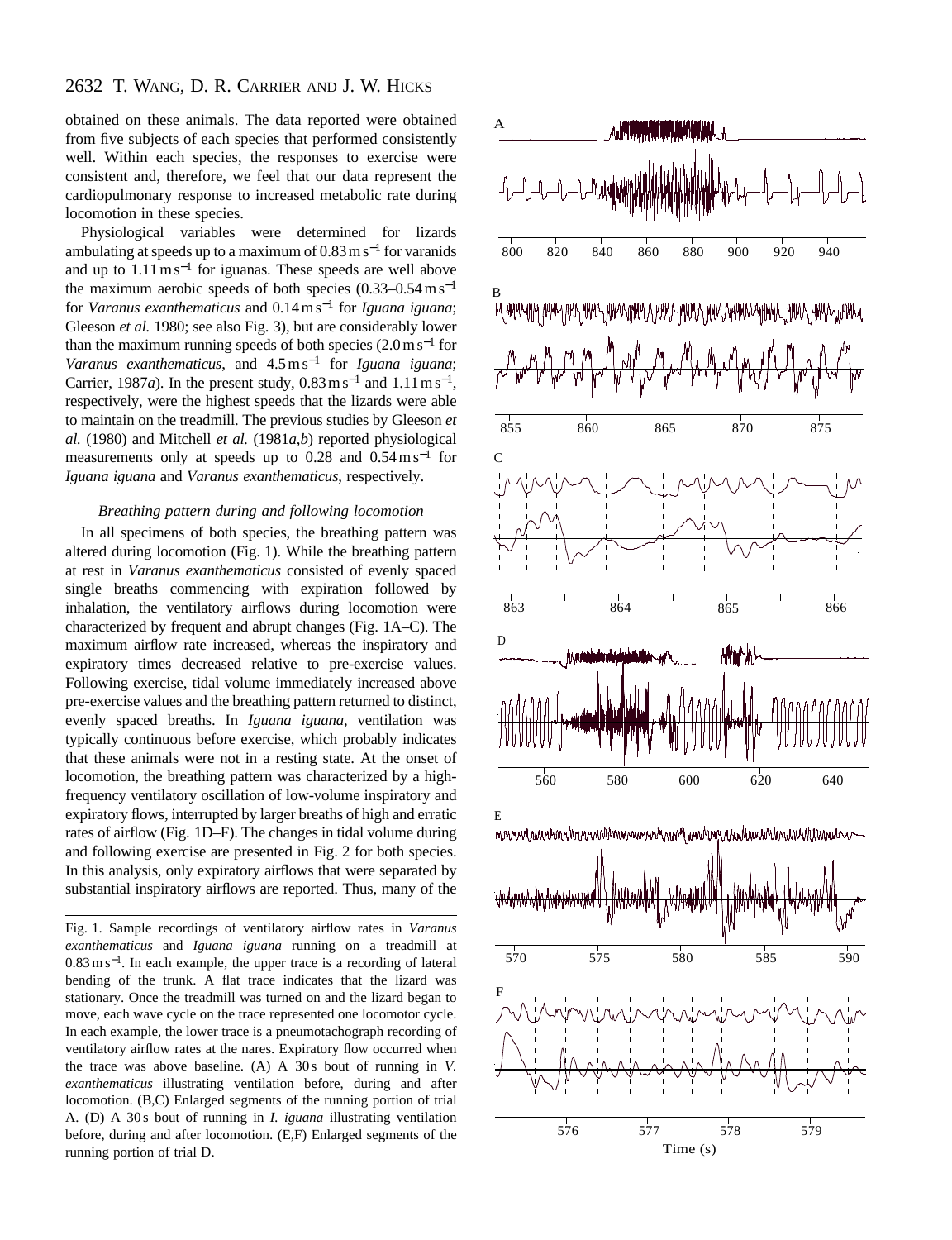obtained on these animals. The data reported were obtained from five subjects of each species that performed consistently well. Within each species, the responses to exercise were consistent and, therefore, we feel that our data represent the cardiopulmonary response to increased metabolic rate during locomotion in these species.

Physiological variables were determined for lizards ambulating at speeds up to a maximum of $0.83\,m\,s^{-1}$ for varanids and up to $1.11\,m\,s^{-1}$ for iguanas. These speeds are well above the maximum aerobic speeds of both species ($0.33–0.54\,m\,s^{-1}$ for *Varanus exanthematicus* and $0.14\,m\,s^{-1}$ for *Iguana iguana*; Gleeson *et al.* 1980; see also Fig. 3), but are considerably lower than the maximum running speeds of both species ($2.0\,m\,s^{-1}$ for *Varanus exanthematicus*, and $4.5\,m\,s^{-1}$ for *Iguana iguana*; Carrier, 1987*a*). In the present study, $0.83\,m\,s^{-1}$ and $1.11\,m\,s^{-1}$, respectively, were the highest speeds that the lizards were able to maintain on the treadmill. The previous studies by Gleeson *et al.* (1980) and Mitchell *et al.* (1981*a*,*b*) reported physiological measurements only at speeds up to 0.28 and $0.54\,m\,s^{-1}$ for *Iguana iguana* and *Varanus exanthematicus*, respectively.

### *Breathing pattern during and following locomotion*

In all specimens of both species, the breathing pattern was altered during locomotion (Fig. 1). While the breathing pattern at rest in *Varanus exanthematicus* consisted of evenly spaced single breaths commencing with expiration followed by inhalation, the ventilatory airflows during locomotion were characterized by frequent and abrupt changes (Fig. 1A–C). The maximum airflow rate increased, whereas the inspiratory and expiratory times decreased relative to pre-exercise values. Following exercise, tidal volume immediately increased above pre-exercise values and the breathing pattern returned to distinct, evenly spaced breaths. In *Iguana iguana*, ventilation was typically continuous before exercise, which probably indicates that these animals were not in a resting state. At the onset of locomotion, the breathing pattern was characterized by a high-frequency ventilatory oscillation of low-volume inspiratory and expiratory flows, interrupted by larger breaths of high and erratic rates of airflow (Fig. 1D–F). The changes in tidal volume during and following exercise are presented in Fig. 2 for both species. In this analysis, only expiratory airflows that were separated by substantial inspiratory airflows are reported. Thus, many of the

Fig. 1. Sample recordings of ventilatory airflow rates in *Varanus exanthematicus* and *Iguana iguana* running on a treadmill at $0.83\,m\,s^{-1}$. In each example, the upper trace is a recording of lateral bending of the trunk. A flat trace indicates that the lizard was stationary. Once the treadmill was turned on and the lizard began to move, each wave cycle on the trace represented one locomotor cycle. In each example, the lower trace is a pneumotachograph recording of ventilatory airflow rates at the nares. Expiratory flow occurred when the trace was above baseline. (A) A 30 s bout of running in *V. exanthematicus* illustrating ventilation before, during and after locomotion. (B,C) Enlarged segments of the running portion of trial A. (D) A 30 s bout of running in *I. iguana* illustrating ventilation before, during and after locomotion. (E,F) Enlarged segments of the running portion of trial D.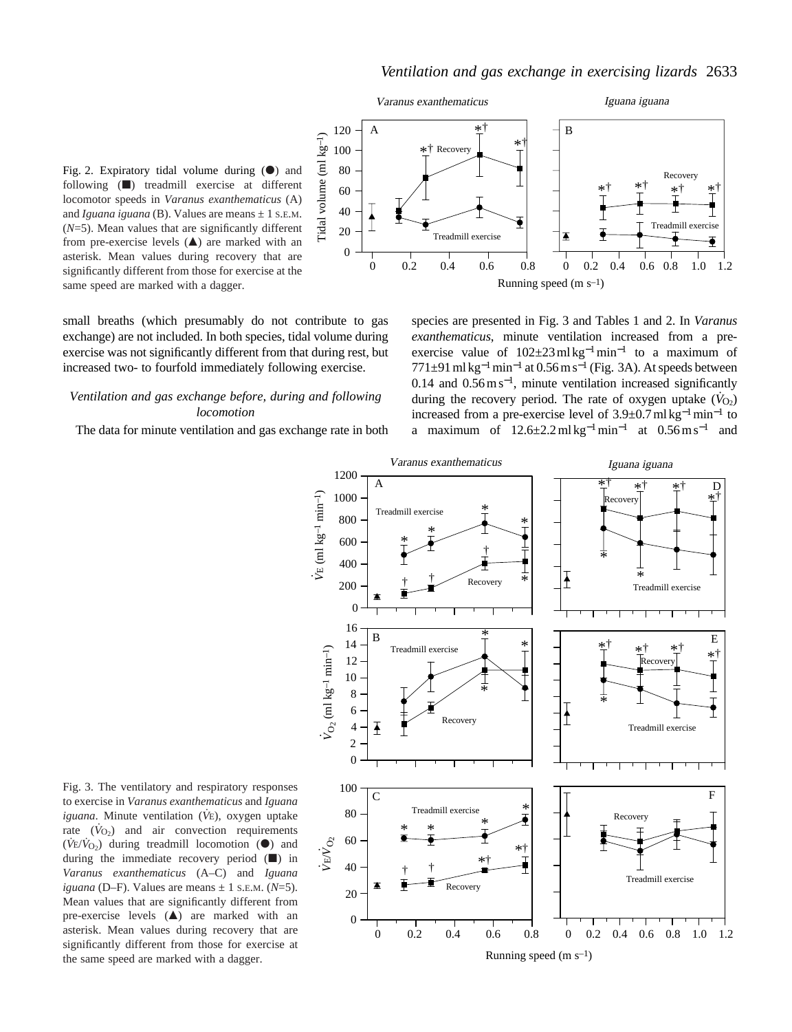Fig. 2. Expiratory tidal volume during (●) and following (■) treadmill exercise at different locomotor speeds in *Varanus exanthematicus* (A) and *Iguana iguana* (B). Values are means ± 1 S.E.M. ($N$=5). Mean values that are significantly different from pre-exercise levels (▲) are marked with an asterisk. Mean values during recovery that are significantly different from those for exercise at the same speed are marked with a dagger.

small breaths (which presumably do not contribute to gas exchange) are not included. In both species, tidal volume during exercise was not significantly different from that during rest, but increased two- to fourfold immediately following exercise.

### *Ventilation and gas exchange before, during and following locomotion*

The data for minute ventilation and gas exchange rate in both species are presented in Fig. 3 and Tables 1 and 2. In *Varanus exanthematicus*, minute ventilation increased from a pre-exercise value of 102±23 ml kg$^{-1}$ min$^{-1}$ to a maximum of 771±91 ml kg$^{-1}$ min$^{-1}$ at 0.56 m s$^{-1}$ (Fig. 3A). At speeds between 0.14 and 0.56 m s$^{-1}$, minute ventilation increased significantly during the recovery period. The rate of oxygen uptake ($\dot{V}_{O_2}$) increased from a pre-exercise level of 3.9±0.7 ml kg$^{-1}$ min$^{-1}$ to a maximum of 12.6±2.2 ml kg$^{-1}$ min$^{-1}$ at 0.56 m s$^{-1}$ and

Fig. 3. The ventilatory and respiratory responses to exercise in *Varanus exanthematicus* and *Iguana iguana*. Minute ventilation ($\dot{V}_E$), oxygen uptake rate ($\dot{V}_{O_2}$) and air convection requirements ($\dot{V}_E/\dot{V}_{O_2}$) during treadmill locomotion (●) and during the immediate recovery period (■) in *Varanus exanthematicus* (A–C) and *Iguana iguana* (D–F). Values are means ± 1 S.E.M. ($N$=5). Mean values that are significantly different from pre-exercise levels (▲) are marked with an asterisk. Mean values during recovery that are significantly different from those for exercise at the same speed are marked with a dagger.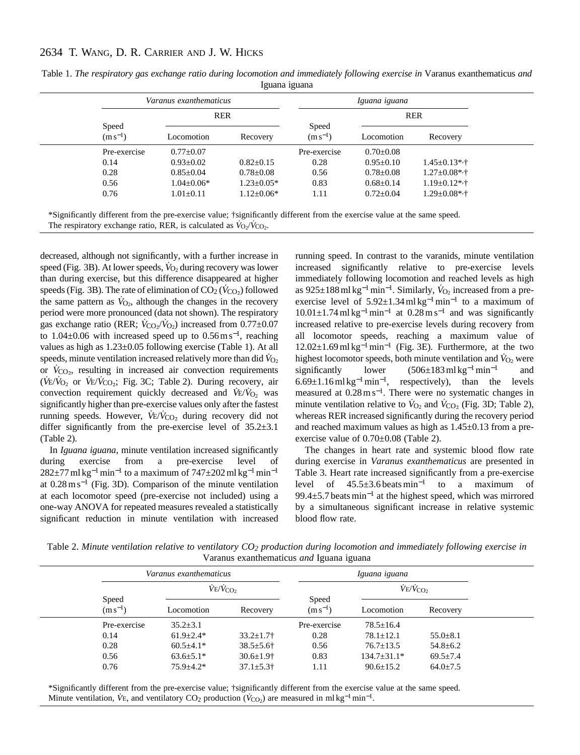Table 1. *The respiratory gas exchange ratio during locomotion and immediately following exercise in* Varanus exanthematicus *and* Iguana iguana

| *Varanus exanthematicus* | | | *Iguana iguana* | | |
|---|---|---|---|---|---|
| | RER | | | RER | |
| Speed ($m\,s^{-1}$) | Locomotion | Recovery | Speed ($m\,s^{-1}$) | Locomotion | Recovery |
| Pre-exercise | 0.77±0.07 | | Pre-exercise | 0.70±0.08 | |
| 0.14 | 0.93±0.02 | 0.82±0.15 | 0.28 | 0.95±0.10 | 1.45±0.13*,† |
| 0.28 | 0.85±0.04 | 0.78±0.08 | 0.56 | 0.78±0.08 | 1.27±0.08*,† |
| 0.56 | 1.04±0.06* | 1.23±0.05* | 0.83 | 0.68±0.14 | 1.19±0.12*,† |
| 0.76 | 1.01±0.11 | 1.12±0.06* | 1.11 | 0.72±0.04 | 1.29±0.08*,† |

*Significantly different from the pre-exercise value; †significantly different from the exercise value at the same speed.
The respiratory exchange ratio, RER, is calculated as $\dot{V}_{O_2}/\dot{V}_{CO_2}$.

decreased, although not significantly, with a further increase in speed (Fig. 3B). At lower speeds, $\dot{V}_{O_2}$ during recovery was lower than during exercise, but this difference disappeared at higher speeds (Fig. 3B). The rate of elimination of $CO_2$ ($\dot{V}_{CO_2}$) followed the same pattern as $\dot{V}_{O_2}$, although the changes in the recovery period were more pronounced (data not shown). The respiratory gas exchange ratio (RER; $\dot{V}_{CO_2}/\dot{V}_{O_2}$) increased from 0.77±0.07 to 1.04±0.06 with increased speed up to $0.56\,m\,s^{-1}$, reaching values as high as 1.23±0.05 following exercise (Table 1). At all speeds, minute ventilation increased relatively more than did $\dot{V}_{O_2}$ or $\dot{V}_{CO_2}$, resulting in increased air convection requirements ($\dot{V}_E/\dot{V}_{O_2}$ or $\dot{V}_E/\dot{V}_{CO_2}$; Fig. 3C; Table 2). During recovery, air convection requirement quickly decreased and $\dot{V}_E/\dot{V}_{O_2}$ was significantly higher than pre-exercise values only after the fastest running speeds. However, $\dot{V}_E/\dot{V}_{CO_2}$ during recovery did not differ significantly from the pre-exercise level of 35.2±3.1 (Table 2).

In *Iguana iguana*, minute ventilation increased significantly during exercise from a pre-exercise level of $282\pm77\,ml\,kg^{-1}\,min^{-1}$ to a maximum of $747\pm202\,ml\,kg^{-1}\,min^{-1}$ at $0.28\,m\,s^{-1}$ (Fig. 3D). Comparison of the minute ventilation at each locomotor speed (pre-exercise not included) using a one-way ANOVA for repeated measures revealed a statistically significant reduction in minute ventilation with increased running speed. In contrast to the varanids, minute ventilation increased significantly relative to pre-exercise levels immediately following locomotion and reached levels as high as $925\pm188\,ml\,kg^{-1}\,min^{-1}$. Similarly, $\dot{V}_{O_2}$ increased from a pre-exercise level of $5.92\pm1.34\,ml\,kg^{-1}\,min^{-1}$ to a maximum of $10.01\pm1.74\,ml\,kg^{-1}\,min^{-1}$ at $0.28\,m\,s^{-1}$ and was significantly increased relative to pre-exercise levels during recovery from all locomotor speeds, reaching a maximum value of $12.02\pm1.69\,ml\,kg^{-1}\,min^{-1}$ (Fig. 3E). Furthermore, at the two highest locomotor speeds, both minute ventilation and $\dot{V}_{O_2}$ were significantly lower ($506\pm183\,ml\,kg^{-1}\,min^{-1}$ and $6.69\pm1.16\,ml\,kg^{-1}\,min^{-1}$, respectively), than the levels measured at $0.28\,m\,s^{-1}$. There were no systematic changes in minute ventilation relative to $\dot{V}_{O_2}$ and $\dot{V}_{CO_2}$ (Fig. 3D; Table 2), whereas RER increased significantly during the recovery period and reached maximum values as high as 1.45±0.13 from a pre-exercise value of 0.70±0.08 (Table 2).

The changes in heart rate and systemic blood flow rate during exercise in *Varanus exanthematicus* are presented in Table 3. Heart rate increased significantly from a pre-exercise level of $45.5\pm3.6$ beats $min^{-1}$ to a maximum of $99.4\pm5.7$ beats $min^{-1}$ at the highest speed, which was mirrored by a simultaneous significant increase in relative systemic blood flow rate.

Table 2. *Minute ventilation relative to ventilatory $CO_2$ production during locomotion and immediately following exercise in* Varanus exanthematicus *and* Iguana iguana

| *Varanus exanthematicus* | | | *Iguana iguana* | | |
|---|---|---|---|---|---|
| | $\dot{V}_E/\dot{V}_{CO_2}$ | | | $\dot{V}_E/\dot{V}_{CO_2}$ | |
| Speed ($m\,s^{-1}$) | Locomotion | Recovery | Speed ($m\,s^{-1}$) | Locomotion | Recovery |
| Pre-exercise | 35.2±3.1 | | Pre-exercise | 78.5±16.4 | |
| 0.14 | 61.9±2.4* | 33.2±1.7† | 0.28 | 78.1±12.1 | 55.0±8.1 |
| 0.28 | 60.5±4.1* | 38.5±5.6† | 0.56 | 76.7±13.5 | 54.8±6.2 |
| 0.56 | 63.6±5.1* | 30.6±1.9† | 0.83 | 134.7±31.1* | 69.5±7.4 |
| 0.76 | 75.9±4.2* | 37.1±5.3† | 1.11 | 90.6±15.2 | 64.0±7.5 |

*Significantly different from the pre-exercise value; †significantly different from the exercise value at the same speed.
Minute ventilation, $\dot{V}_E$, and ventilatory $CO_2$ production ($\dot{V}_{CO_2}$) are measured in $ml\,kg^{-1}\,min^{-1}$.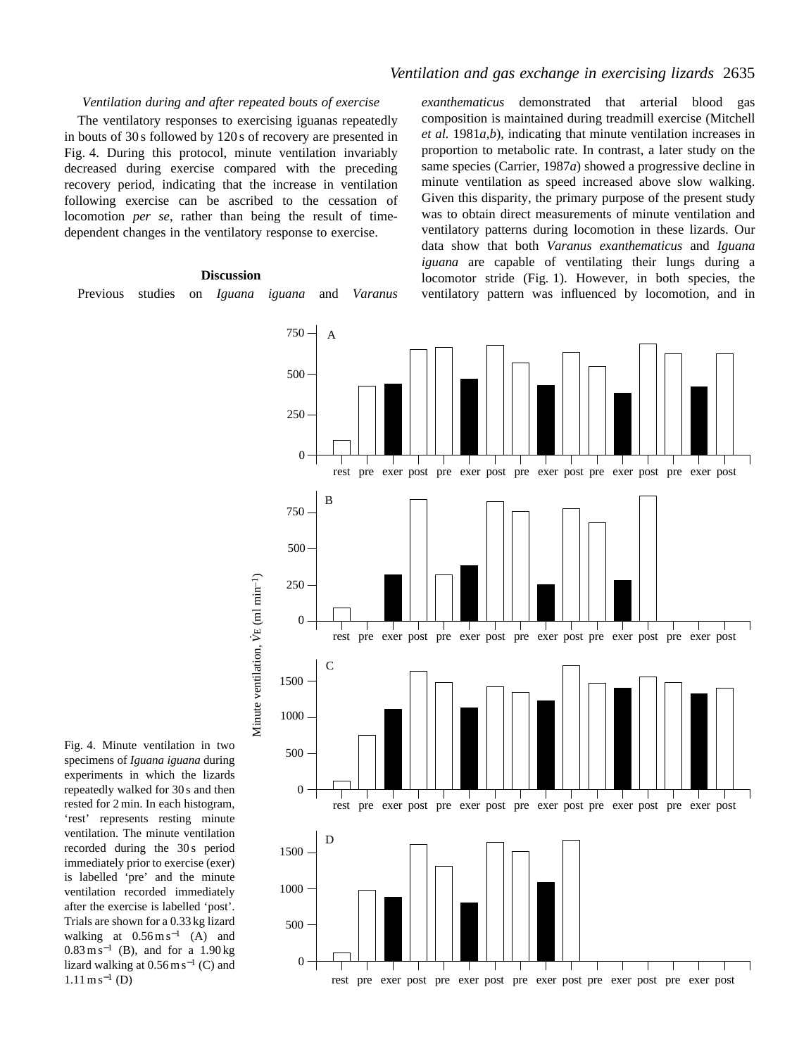*Ventilation during and after repeated bouts of exercise*

The ventilatory responses to exercising iguanas repeatedly in bouts of 30 s followed by 120 s of recovery are presented in Fig. 4. During this protocol, minute ventilation invariably decreased during exercise compared with the preceding recovery period, indicating that the increase in ventilation following exercise can be ascribed to the cessation of locomotion *per se*, rather than being the result of time-dependent changes in the ventilatory response to exercise.

## Discussion

Previous studies on *Iguana iguana* and *Varanus exanthematicus* demonstrated that arterial blood gas composition is maintained during treadmill exercise (Mitchell *et al.* 1981*a*,*b*), indicating that minute ventilation increases in proportion to metabolic rate. In contrast, a later study on the same species (Carrier, 1987*a*) showed a progressive decline in minute ventilation as speed increased above slow walking. Given this disparity, the primary purpose of the present study was to obtain direct measurements of minute ventilation and ventilatory patterns during locomotion in these lizards. Our data show that both *Varanus exanthematicus* and *Iguana iguana* are capable of ventilating their lungs during a locomotor stride (Fig. 1). However, in both species, the ventilatory pattern was influenced by locomotion, and in

Fig. 4. Minute ventilation in two specimens of *Iguana iguana* during experiments in which the lizards repeatedly walked for 30 s and then rested for 2 min. In each histogram, 'rest' represents resting minute ventilation. The minute ventilation recorded during the 30 s period immediately prior to exercise (exer) is labelled 'pre' and the minute ventilation recorded immediately after the exercise is labelled 'post'. Trials are shown for a 0.33 kg lizard walking at $0.56\,m\,s^{-1}$ (A) and $0.83\,m\,s^{-1}$ (B), and for a 1.90 kg lizard walking at $0.56\,m\,s^{-1}$ (C) and $1.11\,m\,s^{-1}$ (D)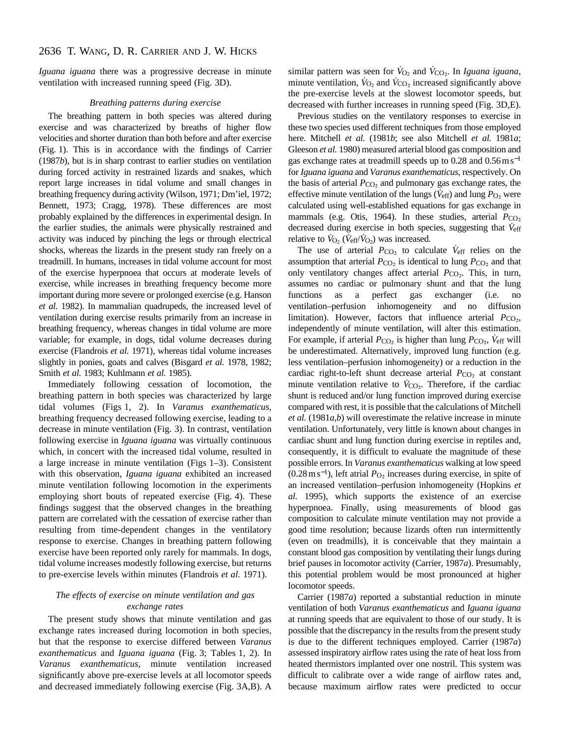*Iguana iguana* there was a progressive decrease in minute ventilation with increased running speed (Fig. 3D).

### *Breathing patterns during exercise*

The breathing pattern in both species was altered during exercise and was characterized by breaths of higher flow velocities and shorter duration than both before and after exercise (Fig. 1). This is in accordance with the findings of Carrier (1987*b*), but is in sharp contrast to earlier studies on ventilation during forced activity in restrained lizards and snakes, which report large increases in tidal volume and small changes in breathing frequency during activity (Wilson, 1971; Dm'iel, 1972; Bennett, 1973; Cragg, 1978). These differences are most probably explained by the differences in experimental design. In the earlier studies, the animals were physically restrained and activity was induced by pinching the legs or through electrical shocks, whereas the lizards in the present study ran freely on a treadmill. In humans, increases in tidal volume account for most of the exercise hyperpnoea that occurs at moderate levels of exercise, while increases in breathing frequency become more important during more severe or prolonged exercise (e.g. Hanson *et al.* 1982). In mammalian quadrupeds, the increased level of ventilation during exercise results primarily from an increase in breathing frequency, whereas changes in tidal volume are more variable; for example, in dogs, tidal volume decreases during exercise (Flandrois *et al.* 1971), whereas tidal volume increases slightly in ponies, goats and calves (Bisgard *et al.* 1978, 1982; Smith *et al.* 1983; Kuhlmann *et al.* 1985).

Immediately following cessation of locomotion, the breathing pattern in both species was characterized by large tidal volumes (Figs 1, 2). In *Varanus exanthematicus*, breathing frequency decreased following exercise, leading to a decrease in minute ventilation (Fig. 3). In contrast, ventilation following exercise in *Iguana iguana* was virtually continuous which, in concert with the increased tidal volume, resulted in a large increase in minute ventilation (Figs 1–3). Consistent with this observation, *Iguana iguana* exhibited an increased minute ventilation following locomotion in the experiments employing short bouts of repeated exercise (Fig. 4). These findings suggest that the observed changes in the breathing pattern are correlated with the cessation of exercise rather than resulting from time-dependent changes in the ventilatory response to exercise. Changes in breathing pattern following exercise have been reported only rarely for mammals. In dogs, tidal volume increases modestly following exercise, but returns to pre-exercise levels within minutes (Flandrois *et al.* 1971).

### *The effects of exercise on minute ventilation and gas exchange rates*

The present study shows that minute ventilation and gas exchange rates increased during locomotion in both species, but that the response to exercise differed between *Varanus exanthematicus* and *Iguana iguana* (Fig. 3; Tables 1, 2). In *Varanus exanthematicus*, minute ventilation increased significantly above pre-exercise levels at all locomotor speeds and decreased immediately following exercise (Fig. 3A,B). A similar pattern was seen for $\dot{V}_{O_2}$ and $\dot{V}_{CO_2}$. In *Iguana iguana*, minute ventilation, $\dot{V}_{O_2}$ and $\dot{V}_{CO_2}$ increased significantly above the pre-exercise levels at the slowest locomotor speeds, but decreased with further increases in running speed (Fig. 3D,E).

Previous studies on the ventilatory responses to exercise in these two species used different techniques from those employed here. Mitchell *et al.* (1981*b*; see also Mitchell *et al.* 1981*a*; Gleeson *et al.* 1980) measured arterial blood gas composition and gas exchange rates at treadmill speeds up to 0.28 and 0.56 m s$^{-1}$ for *Iguana iguana* and *Varanus exanthematicus*, respectively. On the basis of arterial $P_{CO_2}$ and pulmonary gas exchange rates, the effective minute ventilation of the lungs ($\dot{V}_{eff}$) and lung $P_{O_2}$ were calculated using well-established equations for gas exchange in mammals (e.g. Otis, 1964). In these studies, arterial $P_{CO_2}$ decreased during exercise in both species, suggesting that $\dot{V}_{eff}$ relative to $\dot{V}_{O_2}$ ($\dot{V}_{eff}/\dot{V}_{O_2}$) was increased.

The use of arterial $P_{CO_2}$ to calculate $\dot{V}_{eff}$ relies on the assumption that arterial $P_{CO_2}$ is identical to lung $P_{CO_2}$ and that only ventilatory changes affect arterial $P_{CO_2}$. This, in turn, assumes no cardiac or pulmonary shunt and that the lung functions as a perfect gas exchanger (i.e. no ventilation–perfusion inhomogeneity and no diffusion limitation). However, factors that influence arterial $P_{CO_2}$, independently of minute ventilation, will alter this estimation. For example, if arterial $P_{CO_2}$ is higher than lung $P_{CO_2}$, $\dot{V}_{eff}$ will be underestimated. Alternatively, improved lung function (e.g. less ventilation–perfusion inhomogeneity) or a reduction in the cardiac right-to-left shunt decrease arterial $P_{CO_2}$ at constant minute ventilation relative to $\dot{V}_{CO_2}$. Therefore, if the cardiac shunt is reduced and/or lung function improved during exercise compared with rest, it is possible that the calculations of Mitchell *et al.* (1981*a*,*b*) will overestimate the relative increase in minute ventilation. Unfortunately, very little is known about changes in cardiac shunt and lung function during exercise in reptiles and, consequently, it is difficult to evaluate the magnitude of these possible errors. In *Varanus exanthematicus* walking at low speed (0.28 m s$^{-1}$), left atrial $P_{O_2}$ increases during exercise, in spite of an increased ventilation–perfusion inhomogeneity (Hopkins *et al.* 1995), which supports the existence of an exercise hyperpnoea. Finally, using measurements of blood gas composition to calculate minute ventilation may not provide a good time resolution; because lizards often run intermittently (even on treadmills), it is conceivable that they maintain a constant blood gas composition by ventilating their lungs during brief pauses in locomotor activity (Carrier, 1987*a*). Presumably, this potential problem would be most pronounced at higher locomotor speeds.

Carrier (1987*a*) reported a substantial reduction in minute ventilation of both *Varanus exanthematicus* and *Iguana iguana* at running speeds that are equivalent to those of our study. It is possible that the discrepancy in the results from the present study is due to the different techniques employed. Carrier (1987*a*) assessed inspiratory airflow rates using the rate of heat loss from heated thermistors implanted over one nostril. This system was difficult to calibrate over a wide range of airflow rates and, because maximum airflow rates were predicted to occur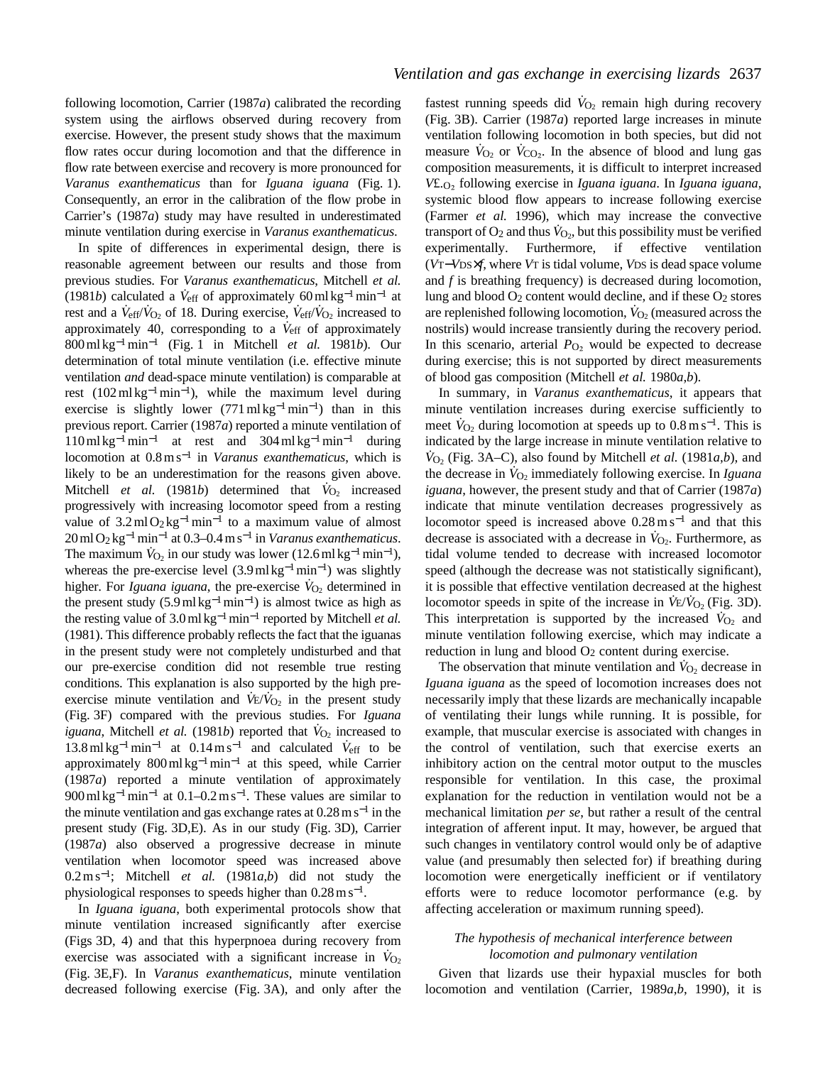following locomotion, Carrier (1987*a*) calibrated the recording system using the airflows observed during recovery from exercise. However, the present study shows that the maximum flow rates occur during locomotion and that the difference in flow rate between exercise and recovery is more pronounced for *Varanus exanthematicus* than for *Iguana iguana* (Fig. 1). Consequently, an error in the calibration of the flow probe in Carrier's (1987*a*) study may have resulted in underestimated minute ventilation during exercise in *Varanus exanthematicus*.

In spite of differences in experimental design, there is reasonable agreement between our results and those from previous studies. For *Varanus exanthematicus*, Mitchell *et al.* (1981*b*) calculated a $\dot{V}_{eff}$ of approximately $60\,ml\,kg^{-1}\,min^{-1}$ at rest and a $\dot{V}_{eff}/\dot{V}_{O_2}$ of 18. During exercise, $\dot{V}_{eff}/\dot{V}_{O_2}$ increased to approximately 40, corresponding to a $\dot{V}_{eff}$ of approximately $800\,ml\,kg^{-1}\,min^{-1}$ (Fig. 1 in Mitchell *et al.* 1981*b*). Our determination of total minute ventilation (i.e. effective minute ventilation *and* dead-space minute ventilation) is comparable at rest ($102\,ml\,kg^{-1}\,min^{-1}$), while the maximum level during exercise is slightly lower ($771\,ml\,kg^{-1}\,min^{-1}$) than in this previous report. Carrier (1987*a*) reported a minute ventilation of $110\,ml\,kg^{-1}\,min^{-1}$ at rest and $304\,ml\,kg^{-1}\,min^{-1}$ during locomotion at $0.8\,m\,s^{-1}$ in *Varanus exanthematicus*, which is likely to be an underestimation for the reasons given above. Mitchell *et al.* (1981*b*) determined that $\dot{V}_{O_2}$ increased progressively with increasing locomotor speed from a resting value of $3.2\,ml\,O_2\,kg^{-1}\,min^{-1}$ to a maximum value of almost $20\,ml\,O_2\,kg^{-1}\,min^{-1}$ at $0.3$–$0.4\,m\,s^{-1}$ in *Varanus exanthematicus*. The maximum $\dot{V}_{O_2}$ in our study was lower ($12.6\,ml\,kg^{-1}\,min^{-1}$), whereas the pre-exercise level ($3.9\,ml\,kg^{-1}\,min^{-1}$) was slightly higher. For *Iguana iguana*, the pre-exercise $\dot{V}_{O_2}$ determined in the present study ($5.9\,ml\,kg^{-1}\,min^{-1}$) is almost twice as high as the resting value of $3.0\,ml\,kg^{-1}\,min^{-1}$ reported by Mitchell *et al.* (1981). This difference probably reflects the fact that the iguanas in the present study were not completely undisturbed and that our pre-exercise condition did not resemble true resting conditions. This explanation is also supported by the high pre-exercise minute ventilation and $\dot{V}_E/\dot{V}_{O_2}$ in the present study (Fig. 3F) compared with the previous studies. For *Iguana iguana*, Mitchell *et al.* (1981*b*) reported that $\dot{V}_{O_2}$ increased to $13.8\,ml\,kg^{-1}\,min^{-1}$ at $0.14\,m\,s^{-1}$ and calculated $\dot{V}_{eff}$ to be approximately $800\,ml\,kg^{-1}\,min^{-1}$ at this speed, while Carrier (1987*a*) reported a minute ventilation of approximately $900\,ml\,kg^{-1}\,min^{-1}$ at $0.1$–$0.2\,m\,s^{-1}$. These values are similar to the minute ventilation and gas exchange rates at $0.28\,m\,s^{-1}$ in the present study (Fig. 3D,E). As in our study (Fig. 3D), Carrier (1987*a*) also observed a progressive decrease in minute ventilation when locomotor speed was increased above $0.2\,m\,s^{-1}$; Mitchell *et al.* (1981*a*,*b*) did not study the physiological responses to speeds higher than $0.28\,m\,s^{-1}$.

In *Iguana iguana*, both experimental protocols show that minute ventilation increased significantly after exercise (Figs 3D, 4) and that this hyperpnoea during recovery from exercise was associated with a significant increase in $\dot{V}_{O_2}$ (Fig. 3E,F). In *Varanus exanthematicus*, minute ventilation decreased following exercise (Fig. 3A), and only after the fastest running speeds did $\dot{V}_{O_2}$ remain high during recovery (Fig. 3B). Carrier (1987*a*) reported large increases in minute ventilation following locomotion in both species, but did not measure $\dot{V}_{O_2}$ or $\dot{V}_{CO_2}$. In the absence of blood and lung gas composition measurements, it is difficult to interpret increased $\dot{V}_{O_2}$ following exercise in *Iguana iguana*. In *Iguana iguana*, systemic blood flow appears to increase following exercise (Farmer *et al.* 1996), which may increase the convective transport of $O_2$ and thus $\dot{V}_{O_2}$, but this possibility must be verified experimentally. Furthermore, if effective ventilation ($V_T - V_{DS} \times f$, where $V_T$ is tidal volume, $V_{DS}$ is dead space volume and $f$ is breathing frequency) is decreased during locomotion, lung and blood $O_2$ content would decline, and if these $O_2$ stores are replenished following locomotion, $\dot{V}_{O_2}$ (measured across the nostrils) would increase transiently during the recovery period. In this scenario, arterial $P_{O_2}$ would be expected to decrease during exercise; this is not supported by direct measurements of blood gas composition (Mitchell *et al.* 1980*a*,*b*).

In summary, in *Varanus exanthematicus*, it appears that minute ventilation increases during exercise sufficiently to meet $\dot{V}_{O_2}$ during locomotion at speeds up to $0.8\,m\,s^{-1}$. This is indicated by the large increase in minute ventilation relative to $\dot{V}_{O_2}$ (Fig. 3A–C), also found by Mitchell *et al.* (1981*a*,*b*), and the decrease in $\dot{V}_{O_2}$ immediately following exercise. In *Iguana iguana*, however, the present study and that of Carrier (1987*a*) indicate that minute ventilation decreases progressively as locomotor speed is increased above $0.28\,m\,s^{-1}$ and that this decrease is associated with a decrease in $\dot{V}_{O_2}$. Furthermore, as tidal volume tended to decrease with increased locomotor speed (although the decrease was not statistically significant), it is possible that effective ventilation decreased at the highest locomotor speeds in spite of the increase in $\dot{V}_E/\dot{V}_{O_2}$ (Fig. 3D). This interpretation is supported by the increased $\dot{V}_{O_2}$ and minute ventilation following exercise, which may indicate a reduction in lung and blood $O_2$ content during exercise.

The observation that minute ventilation and $\dot{V}_{O_2}$ decrease in *Iguana iguana* as the speed of locomotion increases does not necessarily imply that these lizards are mechanically incapable of ventilating their lungs while running. It is possible, for example, that muscular exercise is associated with changes in the control of ventilation, such that exercise exerts an inhibitory action on the central motor output to the muscles responsible for ventilation. In this case, the proximal explanation for the reduction in ventilation would not be a mechanical limitation *per se*, but rather a result of the central integration of afferent input. It may, however, be argued that such changes in ventilatory control would only be of adaptive value (and presumably then selected for) if breathing during locomotion were energetically inefficient or if ventilatory efforts were to reduce locomotor performance (e.g. by affecting acceleration or maximum running speed).

### *The hypothesis of mechanical interference between locomotion and pulmonary ventilation*

Given that lizards use their hypaxial muscles for both locomotion and ventilation (Carrier, 1989*a*,*b*, 1990), it is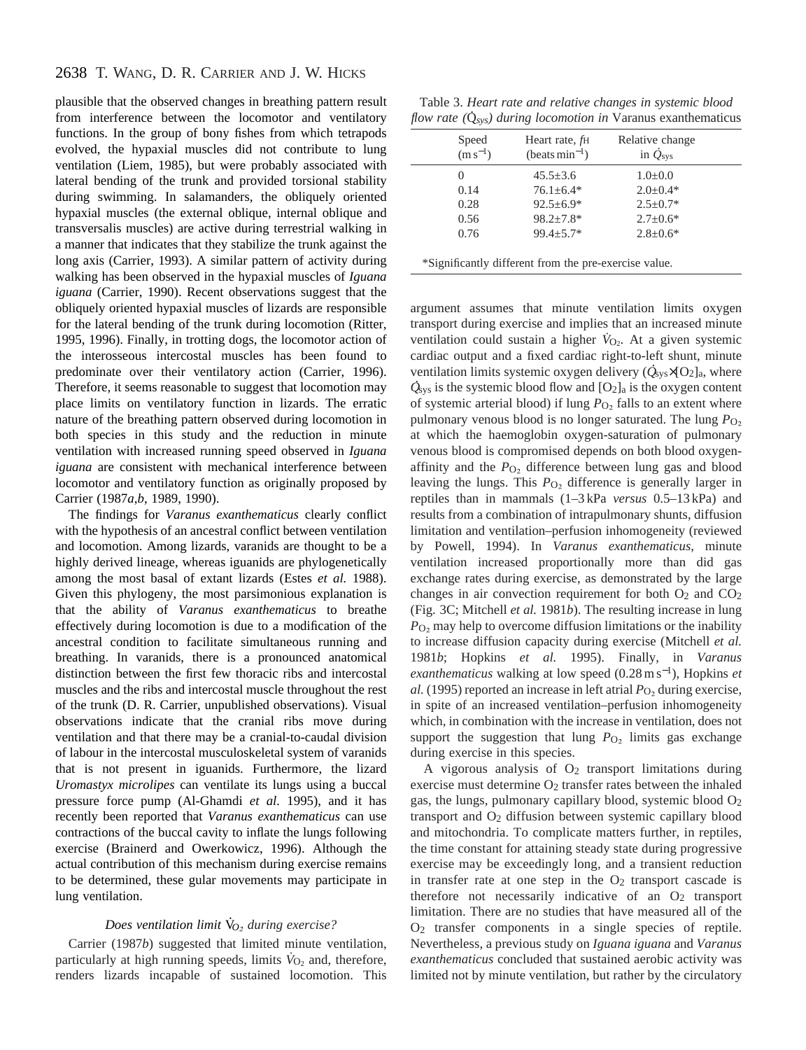plausible that the observed changes in breathing pattern result from interference between the locomotor and ventilatory functions. In the group of bony fishes from which tetrapods evolved, the hypaxial muscles did not contribute to lung ventilation (Liem, 1985), but were probably associated with lateral bending of the trunk and provided torsional stability during swimming. In salamanders, the obliquely oriented hypaxial muscles (the external oblique, internal oblique and transversalis muscles) are active during terrestrial walking in a manner that indicates that they stabilize the trunk against the long axis (Carrier, 1993). A similar pattern of activity during walking has been observed in the hypaxial muscles of *Iguana iguana* (Carrier, 1990). Recent observations suggest that the obliquely oriented hypaxial muscles of lizards are responsible for the lateral bending of the trunk during locomotion (Ritter, 1995, 1996). Finally, in trotting dogs, the locomotor action of the interosseous intercostal muscles has been found to predominate over their ventilatory action (Carrier, 1996). Therefore, it seems reasonable to suggest that locomotion may place limits on ventilatory function in lizards. The erratic nature of the breathing pattern observed during locomotion in both species in this study and the reduction in minute ventilation with increased running speed observed in *Iguana iguana* are consistent with mechanical interference between locomotor and ventilatory function as originally proposed by Carrier (1987*a*,*b*, 1989, 1990).

The findings for *Varanus exanthematicus* clearly conflict with the hypothesis of an ancestral conflict between ventilation and locomotion. Among lizards, varanids are thought to be a highly derived lineage, whereas iguanids are phylogenetically among the most basal of extant lizards (Estes *et al.* 1988). Given this phylogeny, the most parsimonious explanation is that the ability of *Varanus exanthematicus* to breathe effectively during locomotion is due to a modification of the ancestral condition to facilitate simultaneous running and breathing. In varanids, there is a pronounced anatomical distinction between the first few thoracic ribs and intercostal muscles and the ribs and intercostal muscle throughout the rest of the trunk (D. R. Carrier, unpublished observations). Visual observations indicate that the cranial ribs move during ventilation and that there may be a cranial-to-caudal division of labour in the intercostal musculoskeletal system of varanids that is not present in iguanids. Furthermore, the lizard *Uromastyx microlipes* can ventilate its lungs using a buccal pressure force pump (Al-Ghamdi *et al.* 1995), and it has recently been reported that *Varanus exanthematicus* can use contractions of the buccal cavity to inflate the lungs following exercise (Brainerd and Owerkowicz, 1996). Although the actual contribution of this mechanism during exercise remains to be determined, these gular movements may participate in lung ventilation.

### *Does ventilation limit* $\dot{V}_{O_2}$ *during exercise?*

Carrier (1987*b*) suggested that limited minute ventilation, particularly at high running speeds, limits $\dot{V}_{O_2}$ and, therefore, renders lizards incapable of sustained locomotion. This argument assumes that minute ventilation limits oxygen transport during exercise and implies that an increased minute ventilation could sustain a higher $\dot{V}_{O_2}$. At a given systemic cardiac output and a fixed cardiac right-to-left shunt, minute ventilation limits systemic oxygen delivery ($\dot{Q}_{sys}\times[O_2]_a$, where $\dot{Q}_{sys}$ is the systemic blood flow and $[O_2]_a$ is the oxygen content of systemic arterial blood) if lung $P_{O_2}$ falls to an extent where pulmonary venous blood is no longer saturated. The lung $P_{O_2}$ at which the haemoglobin oxygen-saturation of pulmonary venous blood is compromised depends on both blood oxygen-affinity and the $P_{O_2}$ difference between lung gas and blood leaving the lungs. This $P_{O_2}$ difference is generally larger in reptiles than in mammals (1–3 kPa *versus* 0.5–13 kPa) and results from a combination of intrapulmonary shunts, diffusion limitation and ventilation–perfusion inhomogeneity (reviewed by Powell, 1994). In *Varanus exanthematicus*, minute ventilation increased proportionally more than did gas exchange rates during exercise, as demonstrated by the large changes in air convection requirement for both $O_2$ and $CO_2$ (Fig. 3C; Mitchell *et al.* 1981*b*). The resulting increase in lung $P_{O_2}$ may help to overcome diffusion limitations or the inability to increase diffusion capacity during exercise (Mitchell *et al.* 1981*b*; Hopkins *et al.* 1995). Finally, in *Varanus exanthematicus* walking at low speed (0.28 m s$^{-1}$), Hopkins *et al.* (1995) reported an increase in left atrial $P_{O_2}$ during exercise, in spite of an increased ventilation–perfusion inhomogeneity which, in combination with the increase in ventilation, does not support the suggestion that lung $P_{O_2}$ limits gas exchange during exercise in this species.

A vigorous analysis of $O_2$ transport limitations during exercise must determine $O_2$ transfer rates between the inhaled gas, the lungs, pulmonary capillary blood, systemic blood $O_2$ transport and $O_2$ diffusion between systemic capillary blood and mitochondria. To complicate matters further, in reptiles, the time constant for attaining steady state during progressive exercise may be exceedingly long, and a transient reduction in transfer rate at one step in the $O_2$ transport cascade is therefore not necessarily indicative of an $O_2$ transport limitation. There are no studies that have measured all of the $O_2$ transfer components in a single species of reptile. Nevertheless, a previous study on *Iguana iguana* and *Varanus exanthematicus* concluded that sustained aerobic activity was limited not by minute ventilation, but rather by the circulatory

Table 3. *Heart rate and relative changes in systemic blood flow rate* ($\dot{Q}_{sys}$) *during locomotion in* Varanus exanthematicus

| Speed (m s$^{-1}$) | Heart rate, $f_H$ (beats min$^{-1}$) | Relative change in $\dot{Q}_{sys}$ |
|---|---|---|
| 0 | 45.5±3.6 | 1.0±0.0 |
| 0.14 | 76.1±6.4* | 2.0±0.4* |
| 0.28 | 92.5±6.9* | 2.5±0.7* |
| 0.56 | 98.2±7.8* | 2.7±0.6* |
| 0.76 | 99.4±5.7* | 2.8±0.6* |

*Significantly different from the pre-exercise value.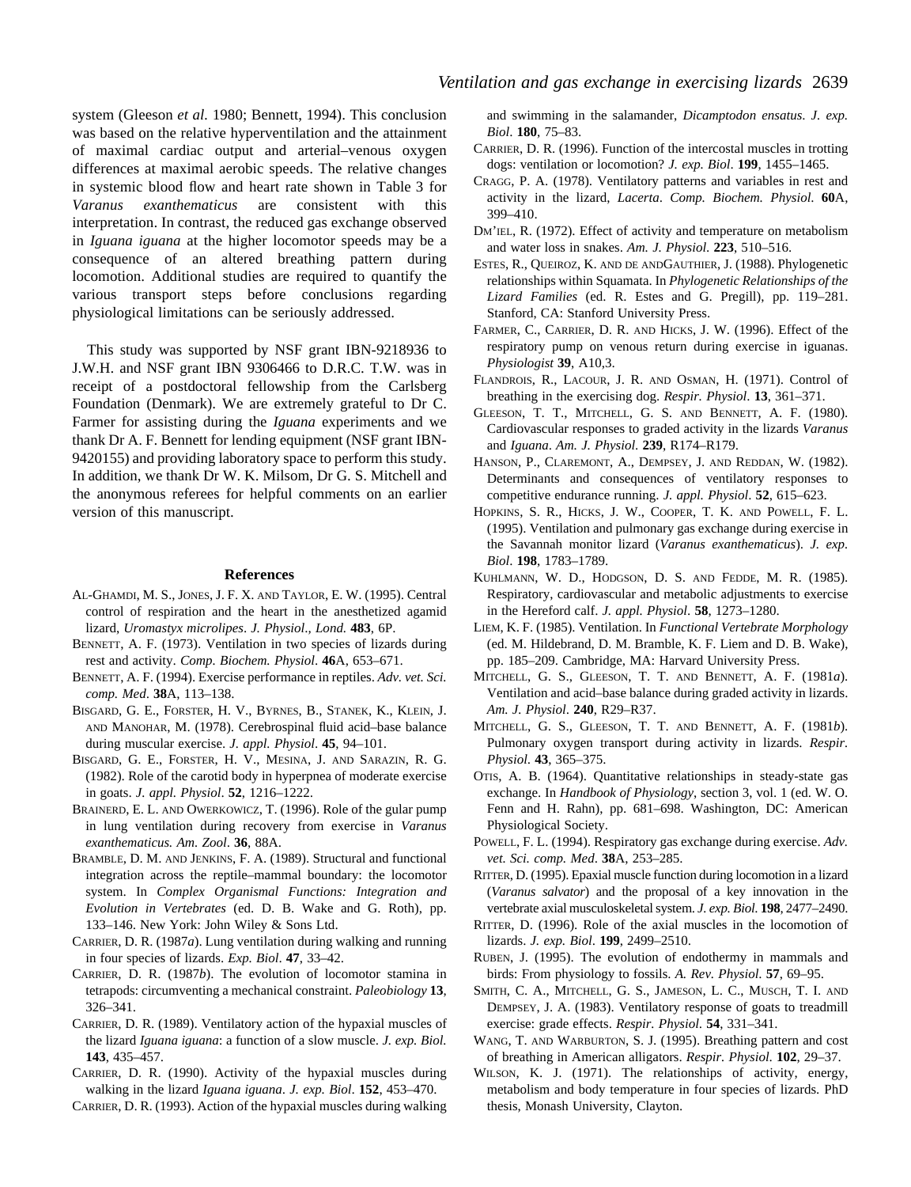system (Gleeson *et al*. 1980; Bennett, 1994). This conclusion was based on the relative hyperventilation and the attainment of maximal cardiac output and arterial–venous oxygen differences at maximal aerobic speeds. The relative changes in systemic blood flow and heart rate shown in Table 3 for *Varanus exanthematicus* are consistent with this interpretation. In contrast, the reduced gas exchange observed in *Iguana iguana* at the higher locomotor speeds may be a consequence of an altered breathing pattern during locomotion. Additional studies are required to quantify the various transport steps before conclusions regarding physiological limitations can be seriously addressed.

This study was supported by NSF grant IBN-9218936 to J.W.H. and NSF grant IBN 9306466 to D.R.C. T.W. was in receipt of a postdoctoral fellowship from the Carlsberg Foundation (Denmark). We are extremely grateful to Dr C. Farmer for assisting during the *Iguana* experiments and we thank Dr A. F. Bennett for lending equipment (NSF grant IBN-9420155) and providing laboratory space to perform this study. In addition, we thank Dr W. K. Milsom, Dr G. S. Mitchell and the anonymous referees for helpful comments on an earlier version of this manuscript.

## References

Al-Ghamdi, M. S., Jones, J. F. X. and Taylor, E. W. (1995). Central control of respiration and the heart in the anesthetized agamid lizard, *Uromastyx microlipes*. *J. Physiol., Lond.* **483**, 6P.

Bennett, A. F. (1973). Ventilation in two species of lizards during rest and activity. *Comp. Biochem. Physiol*. **46**A, 653–671.

Bennett, A. F. (1994). Exercise performance in reptiles. *Adv. vet. Sci. comp. Med*. **38**A, 113–138.

Bisgard, G. E., Forster, H. V., Byrnes, B., Stanek, K., Klein, J. and Manohar, M. (1978). Cerebrospinal fluid acid–base balance during muscular exercise. *J. appl. Physiol*. **45**, 94–101.

Bisgard, G. E., Forster, H. V., Mesina, J. and Sarazin, R. G. (1982). Role of the carotid body in hyperpnea of moderate exercise in goats. *J. appl. Physiol*. **52**, 1216–1222.

Brainerd, E. L. and Owerkowicz, T. (1996). Role of the gular pump in lung ventilation during recovery from exercise in *Varanus exanthematicus. Am. Zool*. **36**, 88A.

Bramble, D. M. and Jenkins, F. A. (1989). Structural and functional integration across the reptile–mammal boundary: the locomotor system. In *Complex Organismal Functions: Integration and Evolution in Vertebrates* (ed. D. B. Wake and G. Roth), pp. 133–146. New York: John Wiley & Sons Ltd.

Carrier, D. R. (1987*a*). Lung ventilation during walking and running in four species of lizards. *Exp. Biol*. **47**, 33–42.

Carrier, D. R. (1987*b*). The evolution of locomotor stamina in tetrapods: circumventing a mechanical constraint. *Paleobiology* **13**, 326–341.

Carrier, D. R. (1989). Ventilatory action of the hypaxial muscles of the lizard *Iguana iguana*: a function of a slow muscle. *J. exp. Biol.* **143**, 435–457.

Carrier, D. R. (1990). Activity of the hypaxial muscles during walking in the lizard *Iguana iguana*. *J. exp. Biol*. **152**, 453–470.

Carrier, D. R. (1993). Action of the hypaxial muscles during walking and swimming in the salamander, *Dicamptodon ensatus. J. exp. Biol*. **180**, 75–83.

Carrier, D. R. (1996). Function of the intercostal muscles in trotting dogs: ventilation or locomotion? *J. exp. Biol*. **199**, 1455–1465.

Cragg, P. A. (1978). Ventilatory patterns and variables in rest and activity in the lizard, *Lacerta*. *Comp. Biochem. Physiol.* **60**A, 399–410.

Dm'iel, R. (1972). Effect of activity and temperature on metabolism and water loss in snakes. *Am. J. Physiol.* **223**, 510–516.

Estes, R., Queiroz, K. and de andGauthier, J. (1988). Phylogenetic relationships within Squamata. In *Phylogenetic Relationships of the Lizard Families* (ed. R. Estes and G. Pregill), pp. 119–281. Stanford, CA: Stanford University Press.

Farmer, C., Carrier, D. R. and Hicks, J. W. (1996). Effect of the respiratory pump on venous return during exercise in iguanas. *Physiologist* **39**, A10,3.

Flandrois, R., Lacour, J. R. and Osman, H. (1971). Control of breathing in the exercising dog. *Respir. Physiol*. **13**, 361–371.

Gleeson, T. T., Mitchell, G. S. and Bennett, A. F. (1980). Cardiovascular responses to graded activity in the lizards *Varanus* and *Iguana*. *Am. J. Physiol.* **239**, R174–R179.

Hanson, P., Claremont, A., Dempsey, J. and Reddan, W. (1982). Determinants and consequences of ventilatory responses to competitive endurance running. *J. appl. Physiol*. **52**, 615–623.

Hopkins, S. R., Hicks, J. W., Cooper, T. K. and Powell, F. L. (1995). Ventilation and pulmonary gas exchange during exercise in the Savannah monitor lizard (*Varanus exanthematicus*). *J. exp. Biol*. **198**, 1783–1789.

Kuhlmann, W. D., Hodgson, D. S. and Fedde, M. R. (1985). Respiratory, cardiovascular and metabolic adjustments to exercise in the Hereford calf. *J. appl. Physiol*. **58**, 1273–1280.

Liem, K. F. (1985). Ventilation. In *Functional Vertebrate Morphology* (ed. M. Hildebrand, D. M. Bramble, K. F. Liem and D. B. Wake), pp. 185–209. Cambridge, MA: Harvard University Press.

Mitchell, G. S., Gleeson, T. T. and Bennett, A. F. (1981*a*). Ventilation and acid–base balance during graded activity in lizards. *Am. J. Physiol*. **240**, R29–R37.

Mitchell, G. S., Gleeson, T. T. and Bennett, A. F. (1981*b*). Pulmonary oxygen transport during activity in lizards. *Respir. Physiol.* **43**, 365–375.

Otis, A. B. (1964). Quantitative relationships in steady-state gas exchange. In *Handbook of Physiology*, section 3, vol. 1 (ed. W. O. Fenn and H. Rahn), pp. 681–698. Washington, DC: American Physiological Society.

Powell, F. L. (1994). Respiratory gas exchange during exercise. *Adv. vet. Sci. comp. Med*. **38**A, 253–285.

Ritter, D. (1995). Epaxial muscle function during locomotion in a lizard (*Varanus salvator*) and the proposal of a key innovation in the vertebrate axial musculoskeletal system. *J. exp. Biol.* **198**, 2477–2490.

Ritter, D. (1996). Role of the axial muscles in the locomotion of lizards. *J. exp. Biol*. **199**, 2499–2510.

Ruben, J. (1995). The evolution of endothermy in mammals and birds: From physiology to fossils. *A. Rev. Physiol.* **57**, 69–95.

Smith, C. A., Mitchell, G. S., Jameson, L. C., Musch, T. I. and Dempsey, J. A. (1983). Ventilatory response of goats to treadmill exercise: grade effects. *Respir. Physiol.* **54**, 331–341.

Wang, T. and Warburton, S. J. (1995). Breathing pattern and cost of breathing in American alligators. *Respir. Physiol.* **102**, 29–37.

Wilson, K. J. (1971). The relationships of activity, energy, metabolism and body temperature in four species of lizards. PhD thesis, Monash University, Clayton.